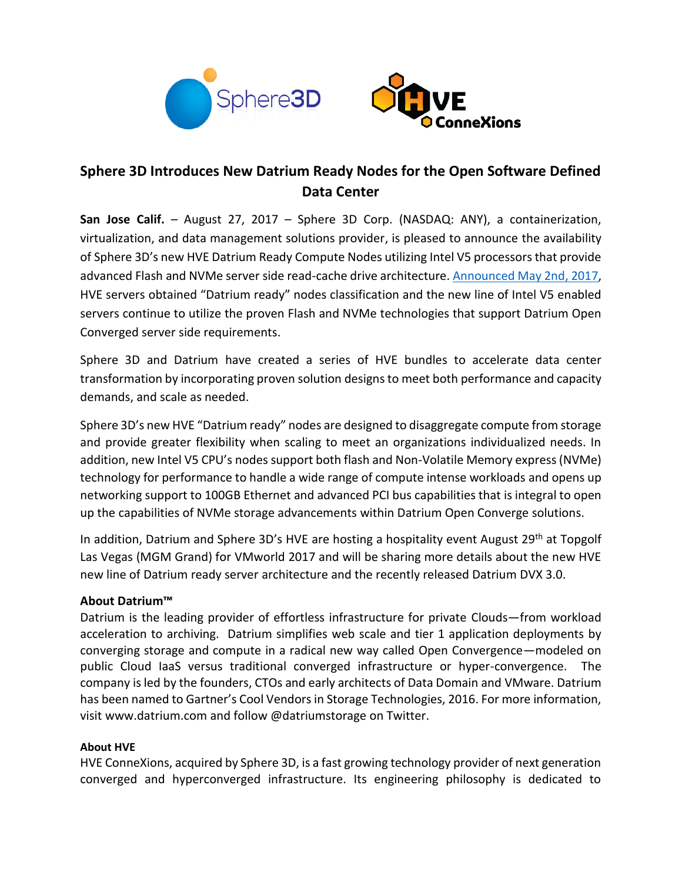# Sphere 3D Introduces New Datrium Ready Nodes for the Open Software Defined Data Center

**San Jose Calif.** – August 27, 2017 – Sphere 3D Corp. (NASDAQ: ANY), a containerization, virtualization, and data management solutions provider, is pleased to announce the availability of Sphere 3D's new HVE Datrium Ready Compute Nodes utilizing Intel V5 processors that provide advanced Flash and NVMe server side read-cache drive architecture. Announced May 2nd, 2017, HVE servers obtained "Datrium ready" nodes classification and the new line of Intel V5 enabled servers continue to utilize the proven Flash and NVMe technologies that support Datrium Open Converged server side requirements.

Sphere 3D and Datrium have created a series of HVE bundles to accelerate data center transformation by incorporating proven solution designs to meet both performance and capacity demands, and scale as needed.

Sphere 3D's new HVE "Datrium ready" nodes are designed to disaggregate compute from storage and provide greater flexibility when scaling to meet an organizations individualized needs. In addition, new Intel V5 CPU's nodes support both flash and Non-Volatile Memory express (NVMe) technology for performance to handle a wide range of compute intense workloads and opens up networking support to 100GB Ethernet and advanced PCI bus capabilities that is integral to open up the capabilities of NVMe storage advancements within Datrium Open Converge solutions.

In addition, Datrium and Sphere 3D's HVE are hosting a hospitality event August 29th at Topgolf Las Vegas (MGM Grand) for VMworld 2017 and will be sharing more details about the new HVE new line of Datrium ready server architecture and the recently released Datrium DVX 3.0.

**About Datrium™**

Datrium is the leading provider of effortless infrastructure for private Clouds—from workload acceleration to archiving. Datrium simplifies web scale and tier 1 application deployments by converging storage and compute in a radical new way called Open Convergence—modeled on public Cloud IaaS versus traditional converged infrastructure or hyper-convergence. The company is led by the founders, CTOs and early architects of Data Domain and VMware. Datrium has been named to Gartner's Cool Vendors in Storage Technologies, 2016. For more information, visit www.datrium.com and follow @datriumstorage on Twitter.

**About HVE**

HVE ConneXions, acquired by Sphere 3D, is a fast growing technology provider of next generation converged and hyperconverged infrastructure. Its engineering philosophy is dedicated to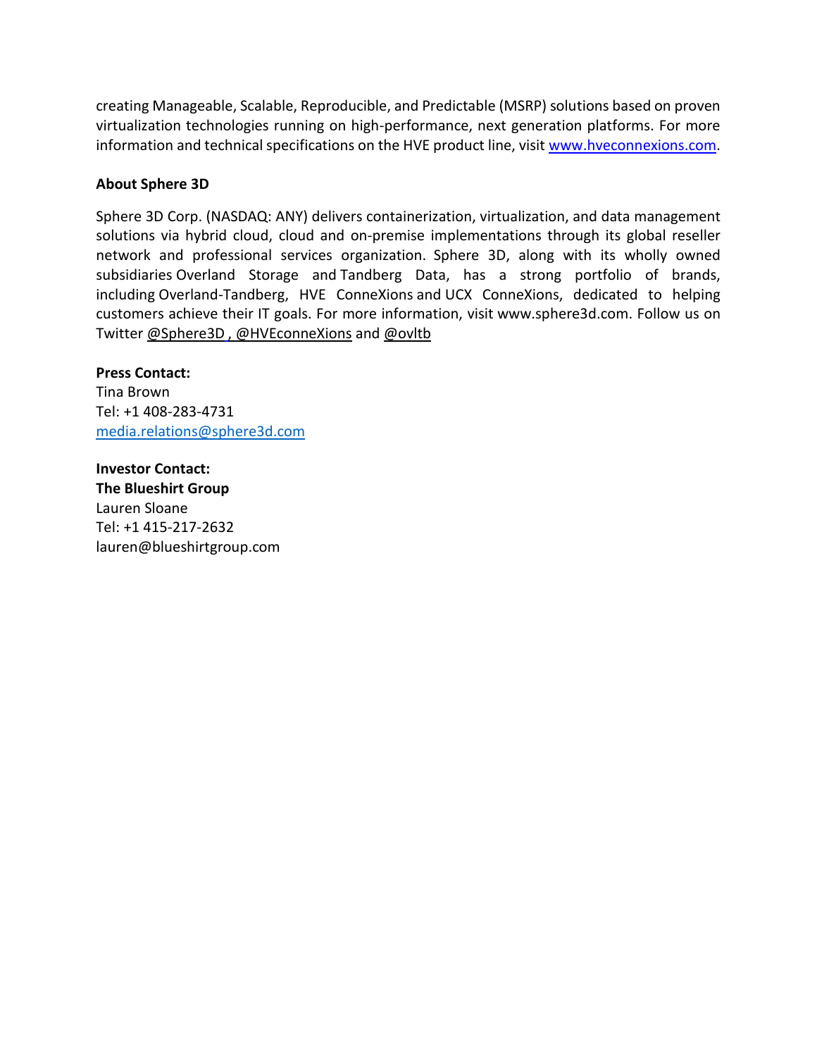creating Manageable, Scalable, Reproducible, and Predictable (MSRP) solutions based on proven virtualization technologies running on high-performance, next generation platforms. For more information and technical specifications on the HVE product line, visit www.hveconnexions.com.

**About Sphere 3D**

Sphere 3D Corp. (NASDAQ: ANY) delivers containerization, virtualization, and data management solutions via hybrid cloud, cloud and on-premise implementations through its global reseller network and professional services organization. Sphere 3D, along with its wholly owned subsidiaries Overland Storage and Tandberg Data, has a strong portfolio of brands, including Overland-Tandberg, HVE ConneXions and UCX ConneXions, dedicated to helping customers achieve their IT goals. For more information, visit www.sphere3d.com. Follow us on Twitter @Sphere3D , @HVEconneXions and @ovltb

**Press Contact:**
Tina Brown
Tel: +1 408-283-4731
media.relations@sphere3d.com

**Investor Contact:**
**The Blueshirt Group**
Lauren Sloane
Tel: +1 415-217-2632
lauren@blueshirtgroup.com